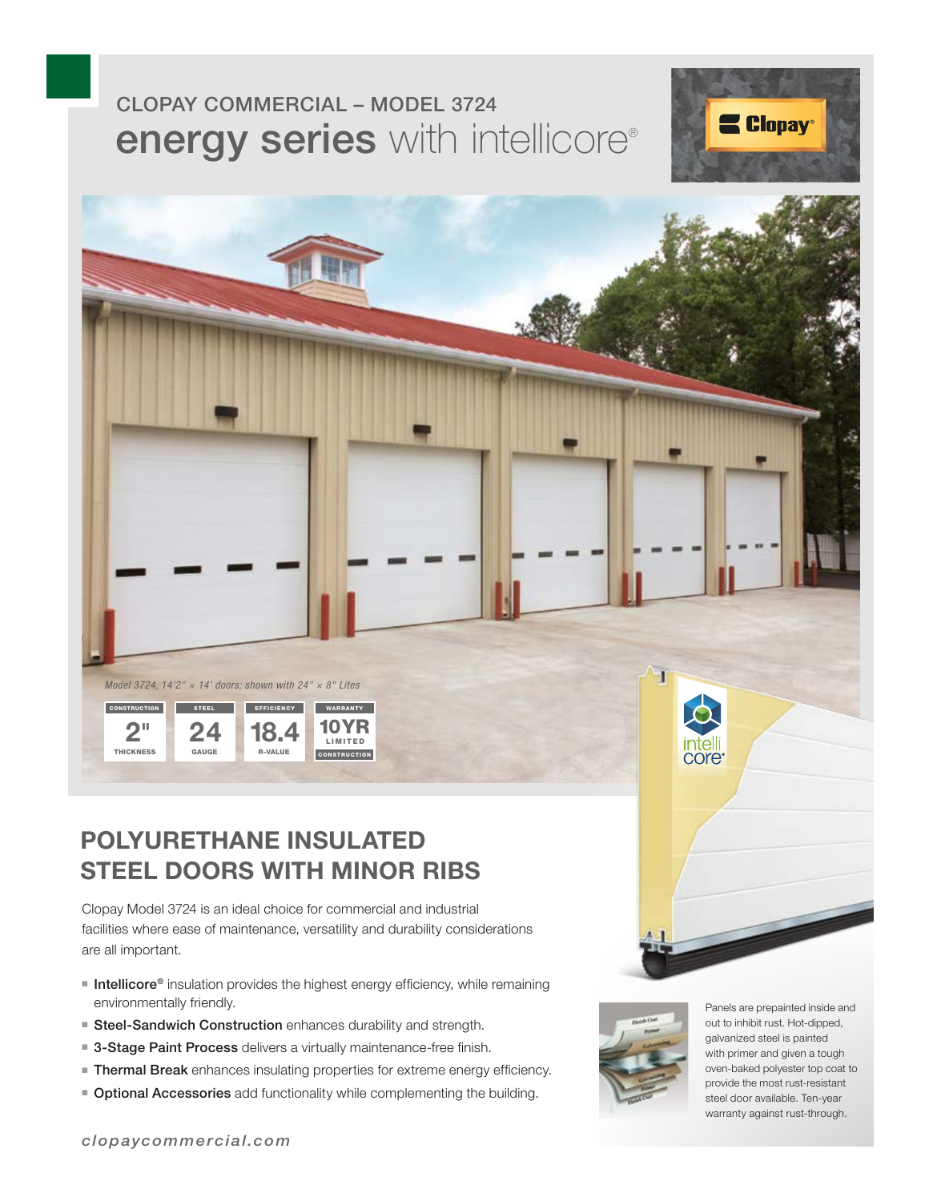CLOPAY COMMERCIAL – MODEL 3724

# energy series with intellicore®

*Model 3724, 14'2" × 14' doors; shown with 24" × 8" Lites*

| CONSTRUCTION | STEEL | EFFICIENCY | WARRANTY |
|---|---|---|---|
| 2" THICKNESS | 24 GAUGE | 18.4 R-VALUE | 10YR LIMITED CONSTRUCTION |

## POLYURETHANE INSULATED STEEL DOORS WITH MINOR RIBS

Clopay Model 3724 is an ideal choice for commercial and industrial facilities where ease of maintenance, versatility and durability considerations are all important.

- **Intellicore®** insulation provides the highest energy efficiency, while remaining environmentally friendly.
- **Steel-Sandwich Construction** enhances durability and strength.
- **3-Stage Paint Process** delivers a virtually maintenance-free finish.
- **Thermal Break** enhances insulating properties for extreme energy efficiency.
- **Optional Accessories** add functionality while complementing the building.

Panels are prepainted inside and out to inhibit rust. Hot-dipped, galvanized steel is painted with primer and given a tough oven-baked polyester top coat to provide the most rust-resistant steel door available. Ten-year warranty against rust-through.

*clopaycommercial.com*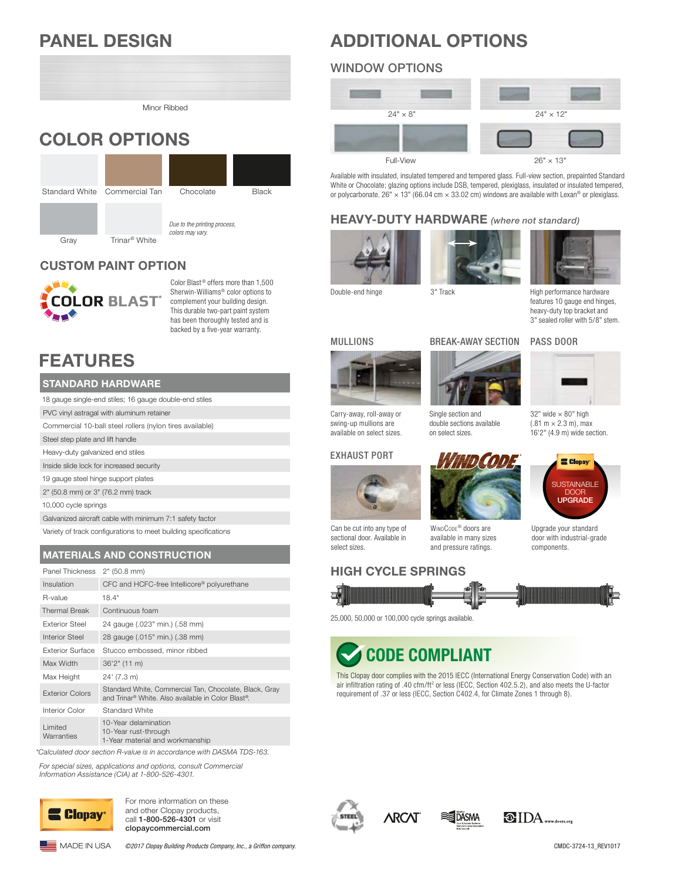## PANEL DESIGN

Minor Ribbed

## COLOR OPTIONS

Standard White, Commercial Tan, Chocolate, Black, Gray, Trinar® White

*Due to the printing process, colors may vary.*

### CUSTOM PAINT OPTION

COLOR BLAST®

Color Blast® offers more than 1,500 Sherwin-Williams® color options to complement your building design. This durable two-part paint system has been thoroughly tested and is backed by a five-year warranty.

## FEATURES

### STANDARD HARDWARE

- 18 gauge single-end stiles; 16 gauge double-end stiles
- PVC vinyl astragal with aluminum retainer
- Commercial 10-ball steel rollers (nylon tires available)
- Steel step plate and lift handle
- Heavy-duty galvanized end stiles
- Inside slide lock for increased security
- 19 gauge steel hinge support plates
- 2" (50.8 mm) or 3" (76.2 mm) track
- 10,000 cycle springs
- Galvanized aircraft cable with minimum 7:1 safety factor
- Variety of track configurations to meet building specifications

### MATERIALS AND CONSTRUCTION

| | |
|---|---|
| Panel Thickness | 2" (50.8 mm) |
| Insulation | CFC and HCFC-free Intellicore® polyurethane |
| R-value | 18.4* |
| Thermal Break | Continuous foam |
| Exterior Steel | 24 gauge (.023" min.) (.58 mm) |
| Interior Steel | 28 gauge (.015" min.) (.38 mm) |
| Exterior Surface | Stucco embossed, minor ribbed |
| Max Width | 36'2" (11 m) |
| Max Height | 24' (7.3 m) |
| Exterior Colors | Standard White, Commercial Tan, Chocolate, Black, Gray and Trinar® White. Also available in Color Blast®. |
| Interior Color | Standard White |
| Limited Warranties | 10-Year delamination<br>10-Year rust-through<br>1-Year material and workmanship |

*\*Calculated door section R-value is in accordance with DASMA TDS-163.*

*For special sizes, applications and options, consult Commercial Information Assistance (CIA) at 1-800-526-4301.*

## ADDITIONAL OPTIONS

### WINDOW OPTIONS

24" × 8"

24" × 12"

Full-View

26" × 13"

Available with insulated, insulated tempered and tempered glass. Full-view section, prepainted Standard White or Chocolate; glazing options include DSB, tempered, plexiglass, insulated or insulated tempered, or polycarbonate. 26" × 13" (66.04 cm × 33.02 cm) windows are available with Lexan® or plexiglass.

### HEAVY-DUTY HARDWARE *(where not standard)*

Double-end hinge

3" Track

High performance hardware features 10 gauge end hinges, heavy-duty top bracket and 3" sealed roller with 5/8" stem.

### MULLIONS

Carry-away, roll-away or swing-up mullions are available on select sizes.

### BREAK-AWAY SECTION

Single section and double sections available on select sizes.

### PASS DOOR

32" wide × 80" high (.81 m × 2.3 m), max 16'2" (4.9 m) wide section.

### EXHAUST PORT

Can be cut into any type of sectional door. Available in select sizes.

### WINDCODE®

WindCode® doors are available in many sizes and pressure ratings.

### SUSTAINABLE DOOR UPGRADE

Upgrade your standard door with industrial-grade components.

### HIGH CYCLE SPRINGS

25,000, 50,000 or 100,000 cycle springs available.

### CODE COMPLIANT

This Clopay door complies with the 2015 IECC (International Energy Conservation Code) with an air infiltration rating of .40 cfm/ft² or less (IECC, Section 402.5.2), and also meets the U-factor requirement of .37 or less (IECC, Section C402.4, for Climate Zones 1 through 8).

For more information on these and other Clopay products, call **1-800-526-4301** or visit **clopaycommercial.com**

MADE IN USA

*©2017 Clopay Building Products Company, Inc., a Griffon company.*

CMDC-3724-13_REV1017